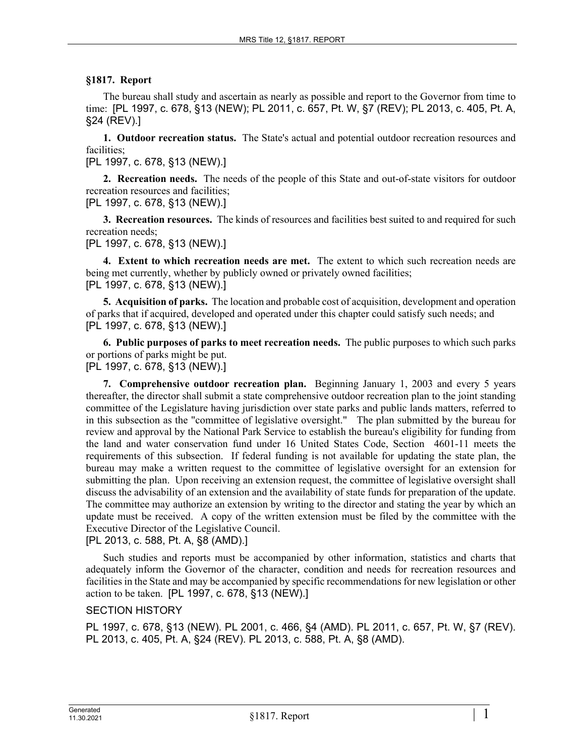## §1817. Report

The bureau shall study and ascertain as nearly as possible and report to the Governor from time to time: [PL 1997, c. 678, §13 (NEW); PL 2011, c. 657, Pt. W, §7 (REV); PL 2013, c. 405, Pt. A, §24 (REV).]

**1. Outdoor recreation status.** The State's actual and potential outdoor recreation resources and facilities;

[PL 1997, c. 678, §13 (NEW).]

**2. Recreation needs.** The needs of the people of this State and out-of-state visitors for outdoor recreation resources and facilities;

[PL 1997, c. 678, §13 (NEW).]

**3. Recreation resources.** The kinds of resources and facilities best suited to and required for such recreation needs;

[PL 1997, c. 678, §13 (NEW).]

**4. Extent to which recreation needs are met.** The extent to which such recreation needs are being met currently, whether by publicly owned or privately owned facilities;

[PL 1997, c. 678, §13 (NEW).]

**5. Acquisition of parks.** The location and probable cost of acquisition, development and operation of parks that if acquired, developed and operated under this chapter could satisfy such needs; and

[PL 1997, c. 678, §13 (NEW).]

**6. Public purposes of parks to meet recreation needs.** The public purposes to which such parks or portions of parks might be put.

[PL 1997, c. 678, §13 (NEW).]

**7. Comprehensive outdoor recreation plan.** Beginning January 1, 2003 and every 5 years thereafter, the director shall submit a state comprehensive outdoor recreation plan to the joint standing committee of the Legislature having jurisdiction over state parks and public lands matters, referred to in this subsection as the "committee of legislative oversight." The plan submitted by the bureau for review and approval by the National Park Service to establish the bureau's eligibility for funding from the land and water conservation fund under 16 United States Code, Section 4601-11 meets the requirements of this subsection. If federal funding is not available for updating the state plan, the bureau may make a written request to the committee of legislative oversight for an extension for submitting the plan. Upon receiving an extension request, the committee of legislative oversight shall discuss the advisability of an extension and the availability of state funds for preparation of the update. The committee may authorize an extension by writing to the director and stating the year by which an update must be received. A copy of the written extension must be filed by the committee with the Executive Director of the Legislative Council.

[PL 2013, c. 588, Pt. A, §8 (AMD).]

Such studies and reports must be accompanied by other information, statistics and charts that adequately inform the Governor of the character, condition and needs for recreation resources and facilities in the State and may be accompanied by specific recommendations for new legislation or other action to be taken. [PL 1997, c. 678, §13 (NEW).]

SECTION HISTORY

PL 1997, c. 678, §13 (NEW). PL 2001, c. 466, §4 (AMD). PL 2011, c. 657, Pt. W, §7 (REV). PL 2013, c. 405, Pt. A, §24 (REV). PL 2013, c. 588, Pt. A, §8 (AMD).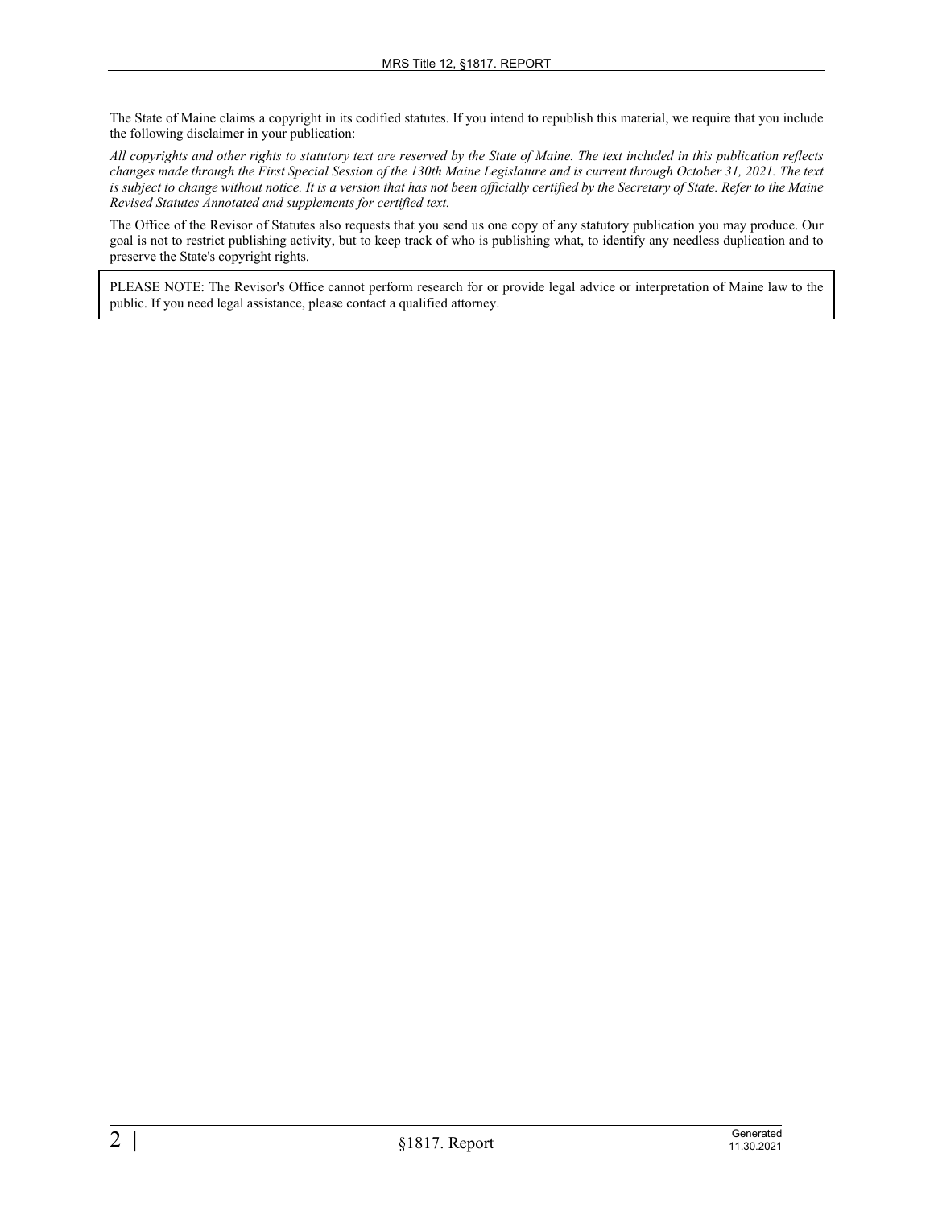The State of Maine claims a copyright in its codified statutes. If you intend to republish this material, we require that you include the following disclaimer in your publication:

*All copyrights and other rights to statutory text are reserved by the State of Maine. The text included in this publication reflects changes made through the First Special Session of the 130th Maine Legislature and is current through October 31, 2021. The text is subject to change without notice. It is a version that has not been officially certified by the Secretary of State. Refer to the Maine Revised Statutes Annotated and supplements for certified text.*

The Office of the Revisor of Statutes also requests that you send us one copy of any statutory publication you may produce. Our goal is not to restrict publishing activity, but to keep track of who is publishing what, to identify any needless duplication and to preserve the State's copyright rights.

PLEASE NOTE: The Revisor's Office cannot perform research for or provide legal advice or interpretation of Maine law to the public. If you need legal assistance, please contact a qualified attorney.